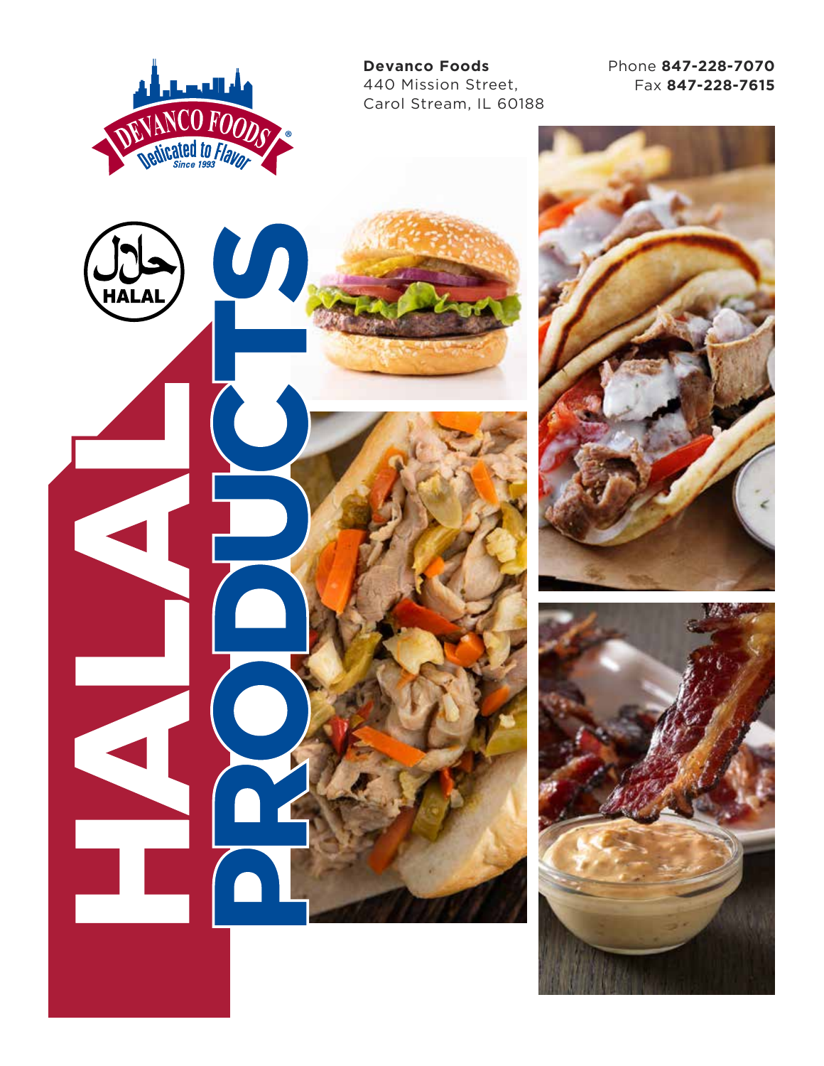**Devanco Foods**
440 Mission Street,
Carol Stream, IL 60188

Phone **847-228-7070**
Fax **847-228-7615**

DEVANCO FOODS
Dedicated to Flavor
Since 1993

حلال
HALAL

# HALAL PRODUCTS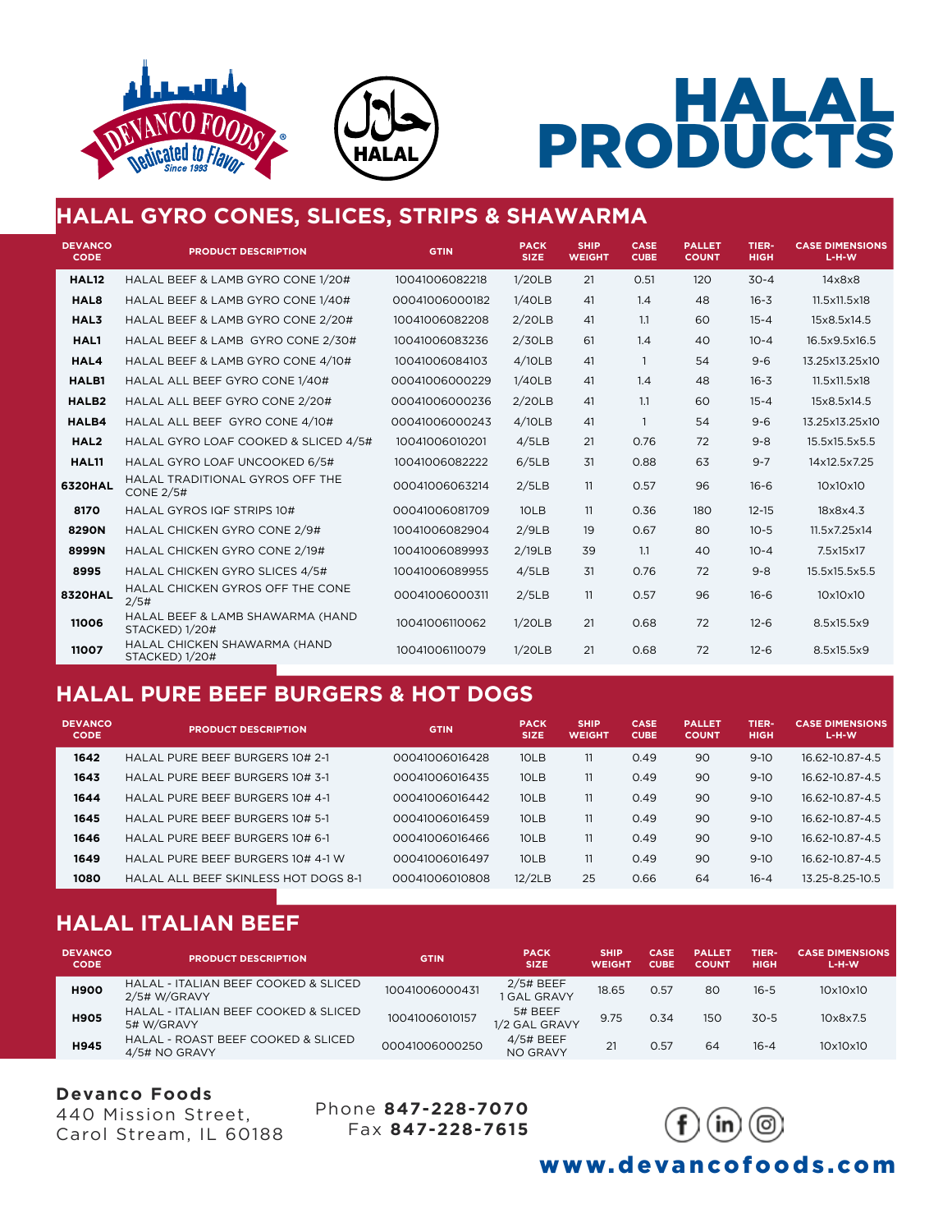# HALAL PRODUCTS

Devanco Foods — Dedicated to Flavor — Since 1993

HALAL

## HALAL GYRO CONES, SLICES, STRIPS & SHAWARMA

| DEVANCO CODE | PRODUCT DESCRIPTION | GTIN | PACK SIZE | SHIP WEIGHT | CASE CUBE | PALLET COUNT | TIER-HIGH | CASE DIMENSIONS L-H-W |
|---|---|---|---|---|---|---|---|---|
| HAL12 | HALAL BEEF & LAMB GYRO CONE 1/20# | 10041006082218 | 1/20LB | 21 | 0.51 | 120 | 30-4 | 14x8x8 |
| HAL8 | HALAL BEEF & LAMB GYRO CONE 1/40# | 00041006000182 | 1/40LB | 41 | 1.4 | 48 | 16-3 | 11.5x11.5x18 |
| HAL3 | HALAL BEEF & LAMB GYRO CONE 2/20# | 10041006082208 | 2/20LB | 41 | 1.1 | 60 | 15-4 | 15x8.5x14.5 |
| HAL1 | HALAL BEEF & LAMB GYRO CONE 2/30# | 10041006083236 | 2/30LB | 61 | 1.4 | 40 | 10-4 | 16.5x9.5x16.5 |
| HAL4 | HALAL BEEF & LAMB GYRO CONE 4/10# | 10041006084103 | 4/10LB | 41 | 1 | 54 | 9-6 | 13.25x13.25x10 |
| HALB1 | HALAL ALL BEEF GYRO CONE 1/40# | 00041006000229 | 1/40LB | 41 | 1.4 | 48 | 16-3 | 11.5x11.5x18 |
| HALB2 | HALAL ALL BEEF GYRO CONE 2/20# | 00041006000236 | 2/20LB | 41 | 1.1 | 60 | 15-4 | 15x8.5x14.5 |
| HALB4 | HALAL ALL BEEF GYRO CONE 4/10# | 00041006000243 | 4/10LB | 41 | 1 | 54 | 9-6 | 13.25x13.25x10 |
| HAL2 | HALAL GYRO LOAF COOKED & SLICED 4/5# | 10041006010201 | 4/5LB | 21 | 0.76 | 72 | 9-8 | 15.5x15.5x5.5 |
| HAL11 | HALAL GYRO LOAF UNCOOKED 6/5# | 10041006082222 | 6/5LB | 31 | 0.88 | 63 | 9-7 | 14x12.5x7.25 |
| 6320HAL | HALAL TRADITIONAL GYROS OFF THE CONE 2/5# | 00041006063214 | 2/5LB | 11 | 0.57 | 96 | 16-6 | 10x10x10 |
| 8170 | HALAL GYROS IQF STRIPS 10# | 00041006081709 | 10LB | 11 | 0.36 | 180 | 12-15 | 18x8x4.3 |
| 8290N | HALAL CHICKEN GYRO CONE 2/9# | 10041006082904 | 2/9LB | 19 | 0.67 | 80 | 10-5 | 11.5x7.25x14 |
| 8999N | HALAL CHICKEN GYRO CONE 2/19# | 10041006089993 | 2/19LB | 39 | 1.1 | 40 | 10-4 | 7.5x15x17 |
| 8995 | HALAL CHICKEN GYRO SLICES 4/5# | 10041006089955 | 4/5LB | 31 | 0.76 | 72 | 9-8 | 15.5x15.5x5.5 |
| 8320HAL | HALAL CHICKEN GYROS OFF THE CONE 2/5# | 00041006000311 | 2/5LB | 11 | 0.57 | 96 | 16-6 | 10x10x10 |
| 11006 | HALAL BEEF & LAMB SHAWARMA (HAND STACKED) 1/20# | 10041006110062 | 1/20LB | 21 | 0.68 | 72 | 12-6 | 8.5x15.5x9 |
| 11007 | HALAL CHICKEN SHAWARMA (HAND STACKED) 1/20# | 10041006110079 | 1/20LB | 21 | 0.68 | 72 | 12-6 | 8.5x15.5x9 |

## HALAL PURE BEEF BURGERS & HOT DOGS

| DEVANCO CODE | PRODUCT DESCRIPTION | GTIN | PACK SIZE | SHIP WEIGHT | CASE CUBE | PALLET COUNT | TIER-HIGH | CASE DIMENSIONS L-H-W |
|---|---|---|---|---|---|---|---|---|
| 1642 | HALAL PURE BEEF BURGERS 10# 2-1 | 00041006016428 | 10LB | 11 | 0.49 | 90 | 9-10 | 16.62-10.87-4.5 |
| 1643 | HALAL PURE BEEF BURGERS 10# 3-1 | 00041006016435 | 10LB | 11 | 0.49 | 90 | 9-10 | 16.62-10.87-4.5 |
| 1644 | HALAL PURE BEEF BURGERS 10# 4-1 | 00041006016442 | 10LB | 11 | 0.49 | 90 | 9-10 | 16.62-10.87-4.5 |
| 1645 | HALAL PURE BEEF BURGERS 10# 5-1 | 00041006016459 | 10LB | 11 | 0.49 | 90 | 9-10 | 16.62-10.87-4.5 |
| 1646 | HALAL PURE BEEF BURGERS 10# 6-1 | 00041006016466 | 10LB | 11 | 0.49 | 90 | 9-10 | 16.62-10.87-4.5 |
| 1649 | HALAL PURE BEEF BURGERS 10# 4-1 W | 00041006016497 | 10LB | 11 | 0.49 | 90 | 9-10 | 16.62-10.87-4.5 |
| 1080 | HALAL ALL BEEF SKINLESS HOT DOGS 8-1 | 00041006010808 | 12/2LB | 25 | 0.66 | 64 | 16-4 | 13.25-8.25-10.5 |

## HALAL ITALIAN BEEF

| DEVANCO CODE | PRODUCT DESCRIPTION | GTIN | PACK SIZE | SHIP WEIGHT | CASE CUBE | PALLET COUNT | TIER-HIGH | CASE DIMENSIONS L-H-W |
|---|---|---|---|---|---|---|---|---|
| H900 | HALAL - ITALIAN BEEF COOKED & SLICED 2/5# W/GRAVY | 10041006000431 | 2/5# BEEF 1 GAL GRAVY | 18.65 | 0.57 | 80 | 16-5 | 10x10x10 |
| H905 | HALAL - ITALIAN BEEF COOKED & SLICED 5# W/GRAVY | 10041006010157 | 5# BEEF 1/2 GAL GRAVY | 9.75 | 0.34 | 150 | 30-5 | 10x8x7.5 |
| H945 | HALAL - ROAST BEEF COOKED & SLICED 4/5# NO GRAVY | 00041006000250 | 4/5# BEEF NO GRAVY | 21 | 0.57 | 64 | 16-4 | 10x10x10 |

**Devanco Foods**
440 Mission Street,
Carol Stream, IL 60188

Phone **847-228-7070**
Fax **847-228-7615**

**www.devancofoods.com**